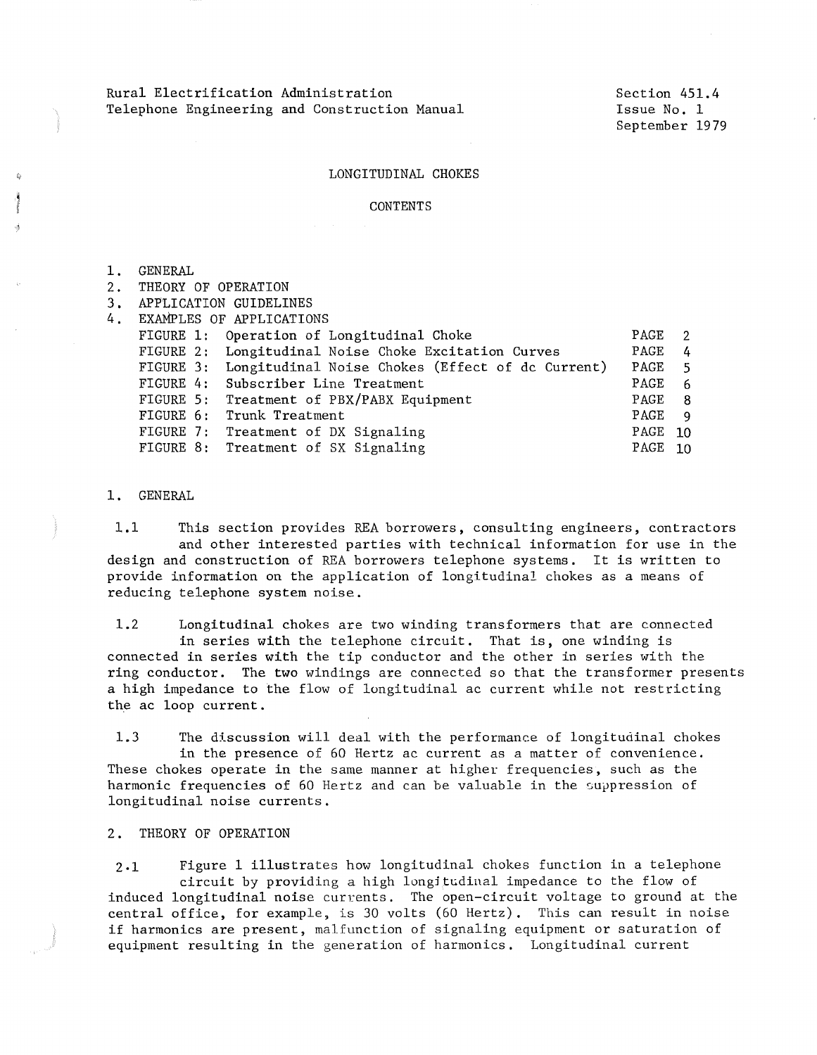Rural Electrification Administration
Telephone Engineering and Construction Manual

Section 451.4
Issue No. 1
September 1979

# LONGITUDINAL CHOKES

## CONTENTS

1. GENERAL
2. THEORY OF OPERATION
3. APPLICATION GUIDELINES
4. EXAMPLES OF APPLICATIONS

| | | |
|---|---|---|
| FIGURE 1: | Operation of Longitudinal Choke | PAGE 2 |
| FIGURE 2: | Longitudinal Noise Choke Excitation Curves | PAGE 4 |
| FIGURE 3: | Longitudinal Noise Chokes (Effect of dc Current) | PAGE 5 |
| FIGURE 4: | Subscriber Line Treatment | PAGE 6 |
| FIGURE 5: | Treatment of PBX/PABX Equipment | PAGE 8 |
| FIGURE 6: | Trunk Treatment | PAGE 9 |
| FIGURE 7: | Treatment of DX Signaling | PAGE 10 |
| FIGURE 8: | Treatment of SX Signaling | PAGE 10 |

## 1. GENERAL

1.1 This section provides REA borrowers, consulting engineers, contractors and other interested parties with technical information for use in the design and construction of REA borrowers telephone systems. It is written to provide information on the application of longitudinal chokes as a means of reducing telephone system noise.

1.2 Longitudinal chokes are two winding transformers that are connected in series with the telephone circuit. That is, one winding is connected in series with the tip conductor and the other in series with the ring conductor. The two windings are connected so that the transformer presents a high impedance to the flow of longitudinal ac current while not restricting the ac loop current.

1.3 The discussion will deal with the performance of longitudinal chokes in the presence of 60 Hertz ac current as a matter of convenience. These chokes operate in the same manner at higher frequencies, such as the harmonic frequencies of 60 Hertz and can be valuable in the suppression of longitudinal noise currents.

## 2. THEORY OF OPERATION

2.1 Figure 1 illustrates how longitudinal chokes function in a telephone circuit by providing a high longitudinal impedance to the flow of induced longitudinal noise currents. The open-circuit voltage to ground at the central office, for example, is 30 volts (60 Hertz). This can result in noise if harmonics are present, malfunction of signaling equipment or saturation of equipment resulting in the generation of harmonics. Longitudinal current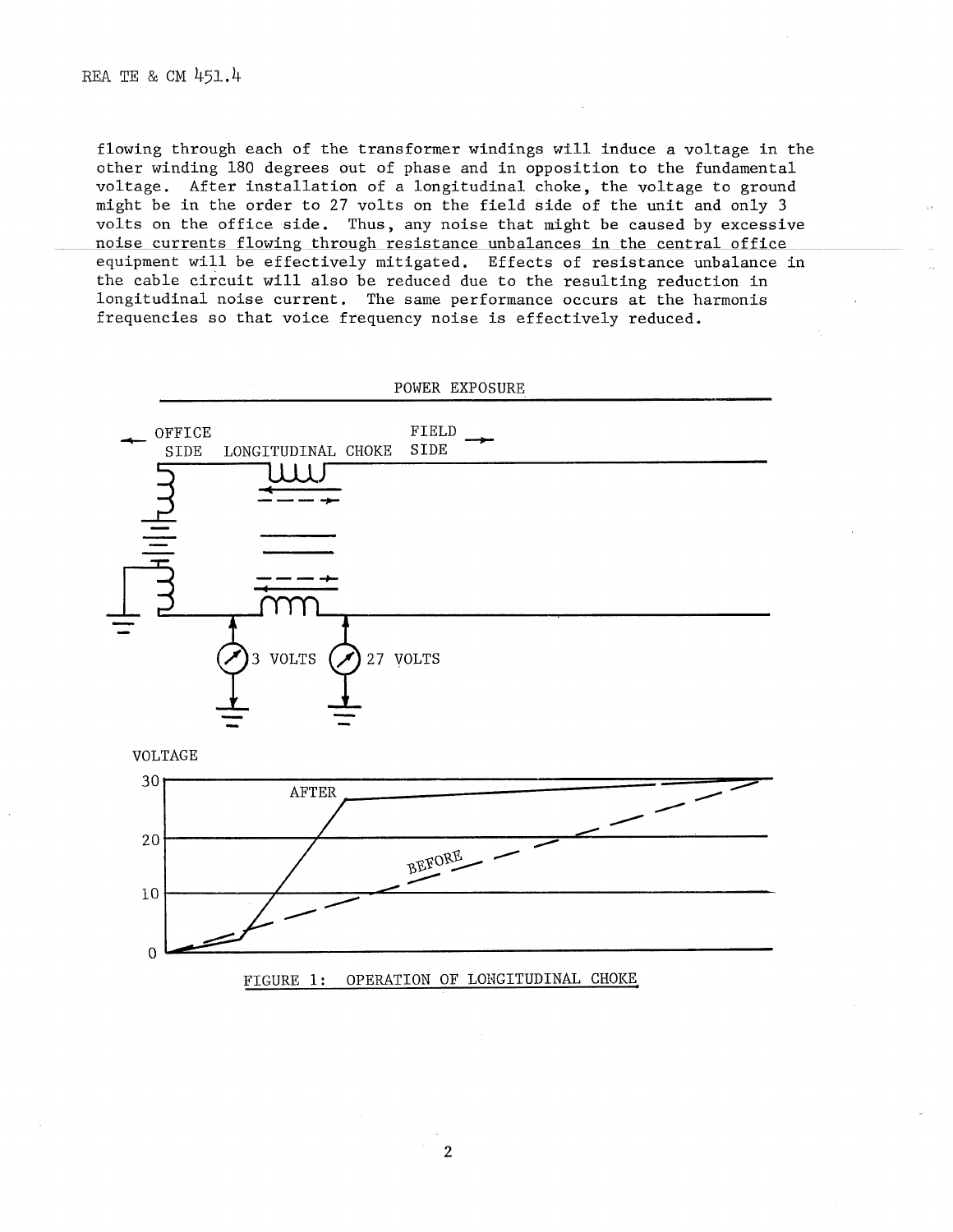flowing through each of the transformer windings will induce a voltage in the other winding 180 degrees out of phase and in opposition to the fundamental voltage. After installation of a longitudinal choke, the voltage to ground might be in the order to 27 volts on the field side of the unit and only 3 volts on the office side. Thus, any noise that might be caused by excessive noise currents flowing through resistance unbalances in the central office equipment will be effectively mitigated. Effects of resistance unbalance in the cable circuit will also be reduced due to the resulting reduction in longitudinal noise current. The same performance occurs at the harmonis frequencies so that voice frequency noise is effectively reduced.

POWER EXPOSURE

OFFICE SIDE

LONGITUDINAL CHOKE

FIELD SIDE

3 VOLTS

27 VOLTS

VOLTAGE

30

20

10

0

AFTER

BEFORE

FIGURE 1: OPERATION OF LONGITUDINAL CHOKE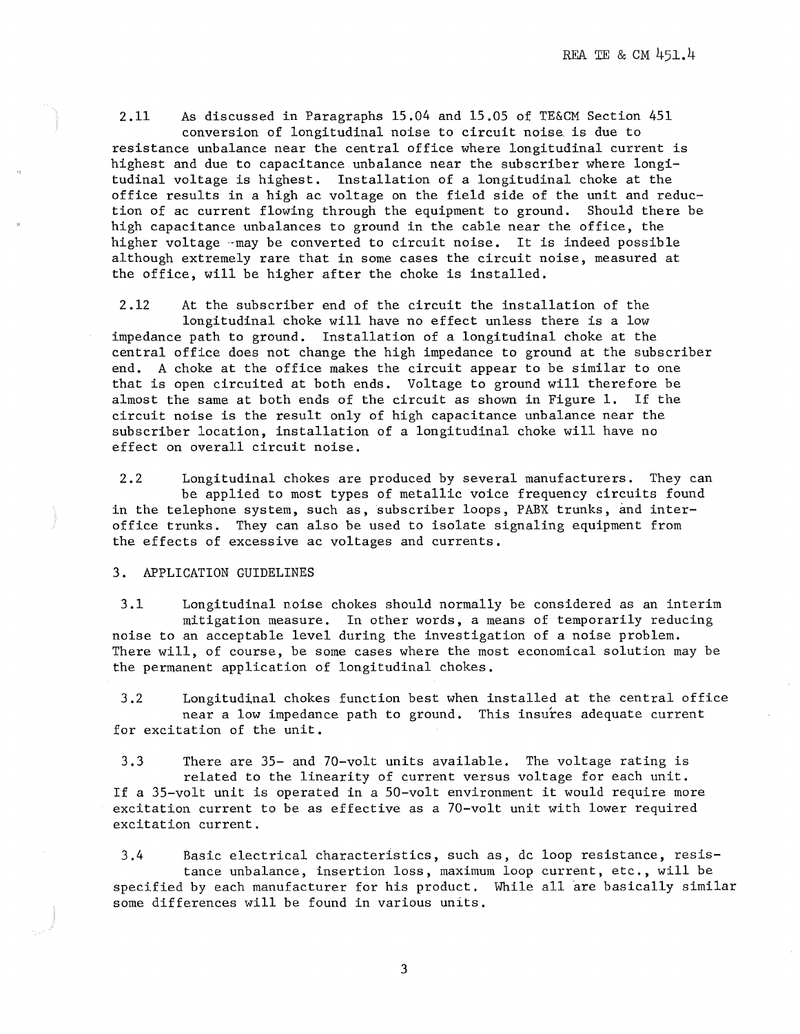2.11 As discussed in Paragraphs 15.04 and 15.05 of TE&CM Section 451 conversion of longitudinal noise to circuit noise is due to resistance unbalance near the central office where longitudinal current is highest and due to capacitance unbalance near the subscriber where longitudinal voltage is highest. Installation of a longitudinal choke at the office results in a high ac voltage on the field side of the unit and reduction of ac current flowing through the equipment to ground. Should there be high capacitance unbalances to ground in the cable near the office, the higher voltage may be converted to circuit noise. It is indeed possible although extremely rare that in some cases the circuit noise, measured at the office, will be higher after the choke is installed.

2.12 At the subscriber end of the circuit the installation of the longitudinal choke will have no effect unless there is a low impedance path to ground. Installation of a longitudinal choke at the central office does not change the high impedance to ground at the subscriber end. A choke at the office makes the circuit appear to be similar to one that is open circuited at both ends. Voltage to ground will therefore be almost the same at both ends of the circuit as shown in Figure 1. If the circuit noise is the result only of high capacitance unbalance near the subscriber location, installation of a longitudinal choke will have no effect on overall circuit noise.

2.2 Longitudinal chokes are produced by several manufacturers. They can be applied to most types of metallic voice frequency circuits found in the telephone system, such as, subscriber loops, PABX trunks, and interoffice trunks. They can also be used to isolate signaling equipment from the effects of excessive ac voltages and currents.

## 3. APPLICATION GUIDELINES

3.1 Longitudinal noise chokes should normally be considered as an interim mitigation measure. In other words, a means of temporarily reducing noise to an acceptable level during the investigation of a noise problem. There will, of course, be some cases where the most economical solution may be the permanent application of longitudinal chokes.

3.2 Longitudinal chokes function best when installed at the central office near a low impedance path to ground. This insures adequate current for excitation of the unit.

3.3 There are 35- and 70-volt units available. The voltage rating is related to the linearity of current versus voltage for each unit. If a 35-volt unit is operated in a 50-volt environment it would require more excitation current to be as effective as a 70-volt unit with lower required excitation current.

3.4 Basic electrical characteristics, such as, dc loop resistance, resistance unbalance, insertion loss, maximum loop current, etc., will be specified by each manufacturer for his product. While all are basically similar some differences will be found in various units.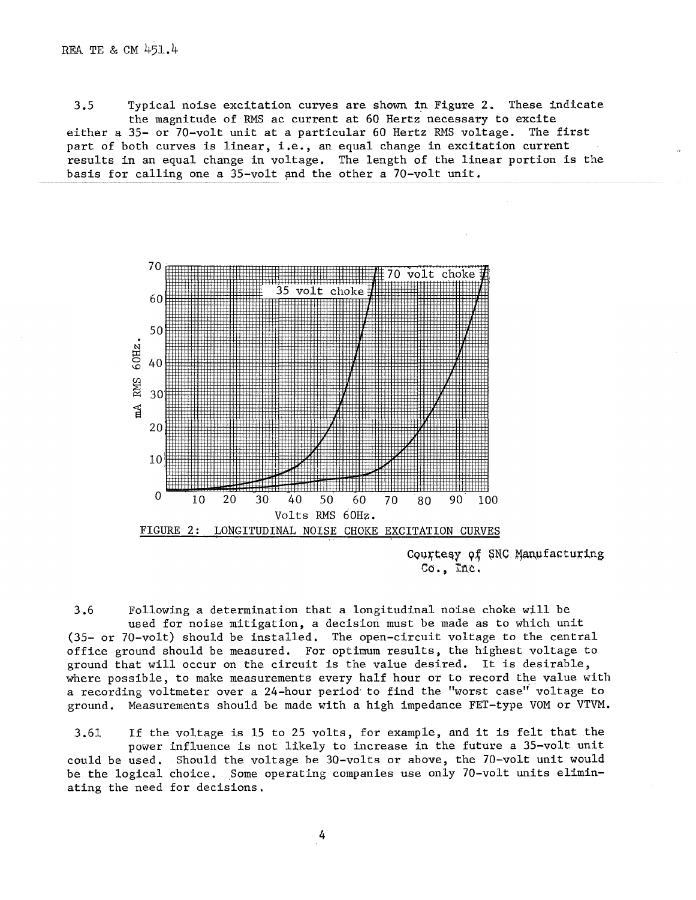3.5 Typical noise excitation curves are shown in Figure 2. These indicate the magnitude of RMS ac current at 60 Hertz necessary to excite either a 35- or 70-volt unit at a particular 60 Hertz RMS voltage. The first part of both curves is linear, i.e., an equal change in excitation current results in an equal change in voltage. The length of the linear portion is the basis for calling one a 35-volt and the other a 70-volt unit.

70 volt choke

35 volt choke

mA RMS 60Hz.

70
60
50
40
30
20
10
0

10 20 30 40 50 60 70 80 90 100

Volts RMS 60Hz.

FIGURE 2: LONGITUDINAL NOISE CHOKE EXCITATION CURVES

Courtesy of SNC Manufacturing Co., Inc.

3.6 Following a determination that a longitudinal noise choke will be used for noise mitigation, a decision must be made as to which unit (35- or 70-volt) should be installed. The open-circuit voltage to the central office ground should be measured. For optimum results, the highest voltage to ground that will occur on the circuit is the value desired. It is desirable, where possible, to make measurements every half hour or to record the value with a recording voltmeter over a 24-hour period to find the "worst case" voltage to ground. Measurements should be made with a high impedance FET-type VOM or VTVM.

3.61 If the voltage is 15 to 25 volts, for example, and it is felt that the power influence is not likely to increase in the future a 35-volt unit could be used. Should the voltage be 30-volts or above, the 70-volt unit would be the logical choice. Some operating companies use only 70-volt units eliminating the need for decisions.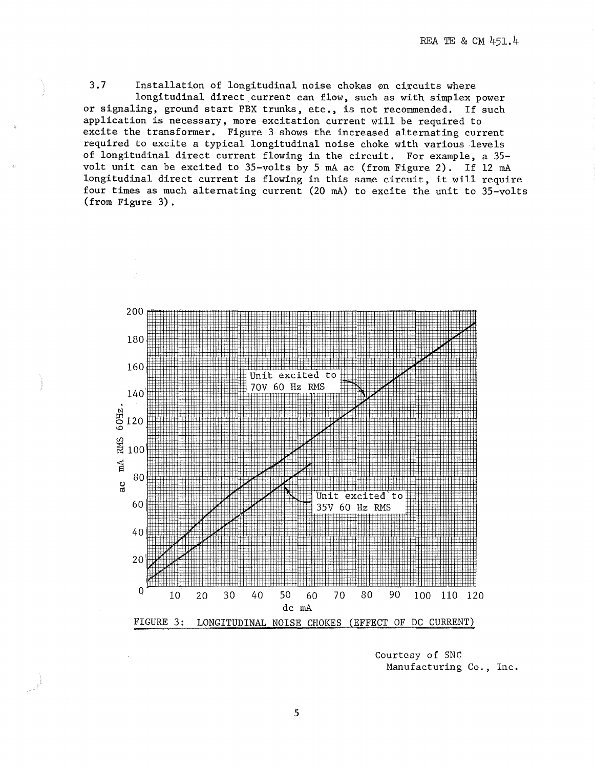3.7 Installation of longitudinal noise chokes on circuits where longitudinal direct current can flow, such as with simplex power or signaling, ground start PBX trunks, etc., is not recommended. If such application is necessary, more excitation current will be required to excite the transformer. Figure 3 shows the increased alternating current required to excite a typical longitudinal noise choke with various levels of longitudinal direct current flowing in the circuit. For example, a 35-volt unit can be excited to 35-volts by 5 mA ac (from Figure 2). If 12 mA longitudinal direct current is flowing in this same circuit, it will require four times as much alternating current (20 mA) to excite the unit to 35-volts (from Figure 3).

ac mA RMS 60Hz.

200
180
160
140
120
100
80
60
40
20
0

10 20 30 40 50 60 70 80 90 100 110 120

dc mA

Unit excited to 70V 60 Hz RMS

Unit excited to 35V 60 Hz RMS

FIGURE 3: LONGITUDINAL NOISE CHOKES (EFFECT OF DC CURRENT)

Courtesy of SNC Manufacturing Co., Inc.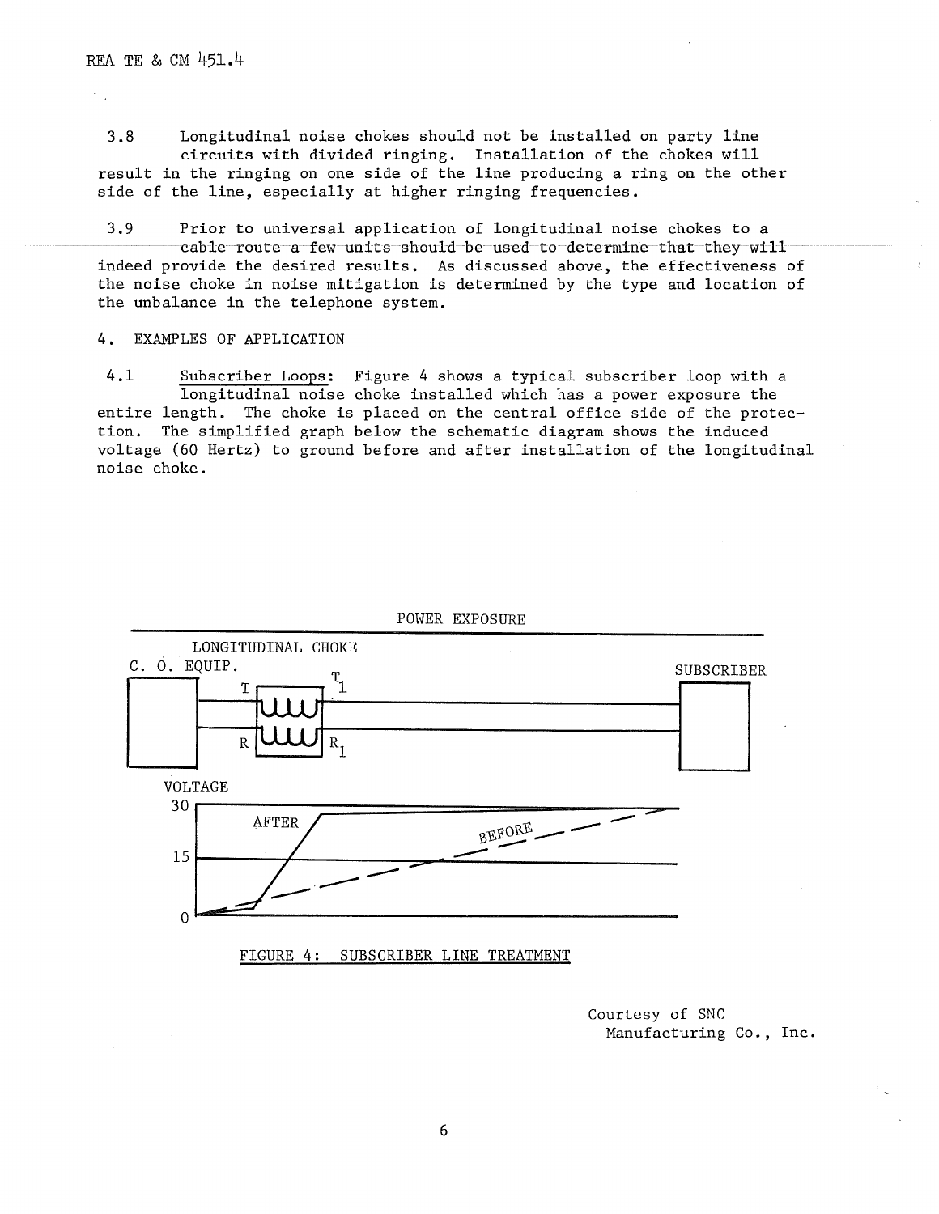3.8 Longitudinal noise chokes should not be installed on party line circuits with divided ringing. Installation of the chokes will result in the ringing on one side of the line producing a ring on the other side of the line, especially at higher ringing frequencies.

3.9 Prior to universal application of longitudinal noise chokes to a cable route a few units should be used to determine that they will indeed provide the desired results. As discussed above, the effectiveness of the noise choke in noise mitigation is determined by the type and location of the unbalance in the telephone system.

## 4. EXAMPLES OF APPLICATION

4.1 Subscriber Loops: Figure 4 shows a typical subscriber loop with a longitudinal noise choke installed which has a power exposure the entire length. The choke is placed on the central office side of the protection. The simplified graph below the schematic diagram shows the induced voltage (60 Hertz) to ground before and after installation of the longitudinal noise choke.

POWER EXPOSURE

LONGITUDINAL CHOKE

C. O. EQUIP.

SUBSCRIBER

T

$T_1$

R

$R_1$

VOLTAGE

30

15

0

AFTER

BEFORE

FIGURE 4: SUBSCRIBER LINE TREATMENT

Courtesy of SNC Manufacturing Co., Inc.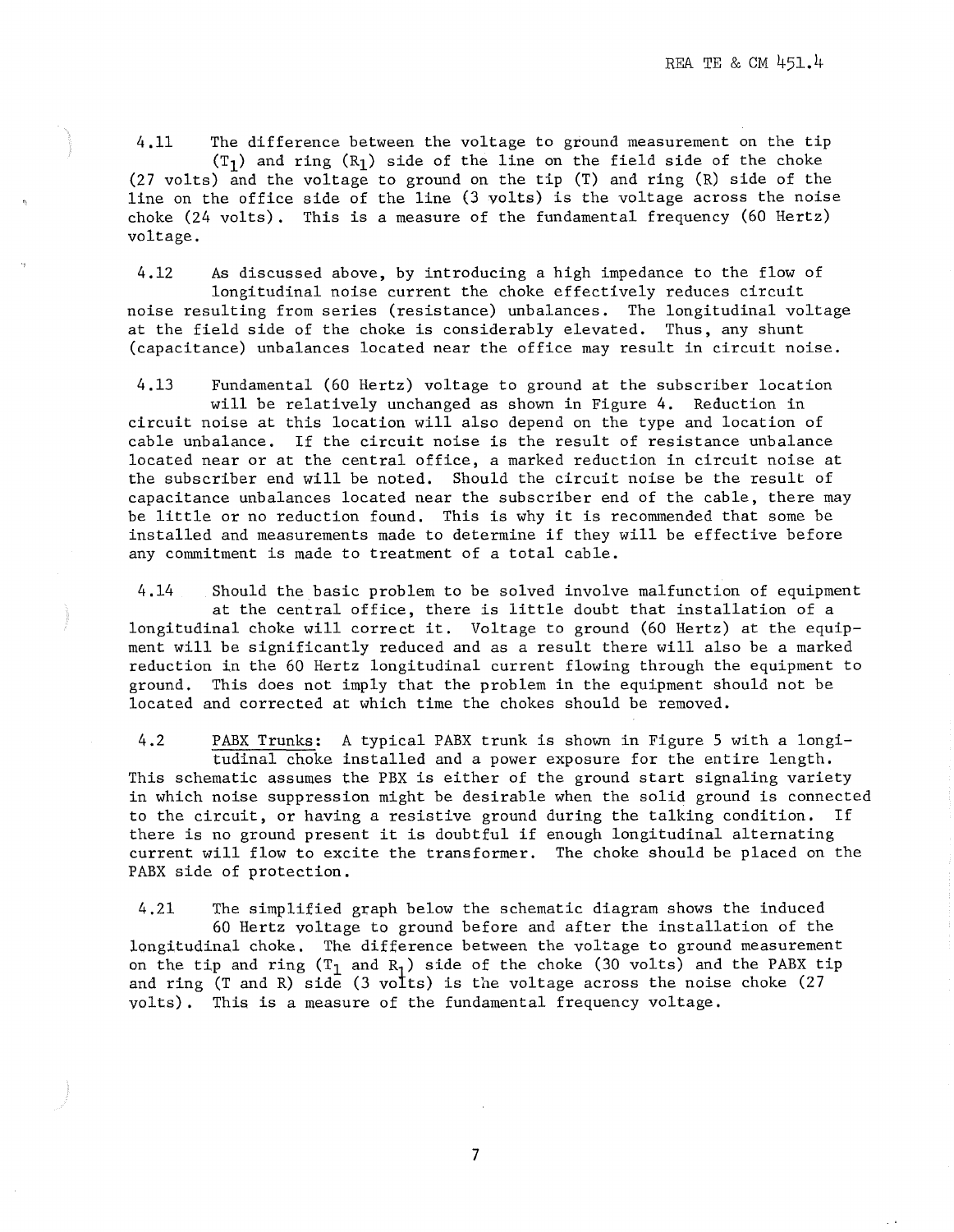4.11 The difference between the voltage to ground measurement on the tip ($T_1$) and ring ($R_1$) side of the line on the field side of the choke (27 volts) and the voltage to ground on the tip (T) and ring (R) side of the line on the office side of the line (3 volts) is the voltage across the noise choke (24 volts). This is a measure of the fundamental frequency (60 Hertz) voltage.

4.12 As discussed above, by introducing a high impedance to the flow of longitudinal noise current the choke effectively reduces circuit noise resulting from series (resistance) unbalances. The longitudinal voltage at the field side of the choke is considerably elevated. Thus, any shunt (capacitance) unbalances located near the office may result in circuit noise.

4.13 Fundamental (60 Hertz) voltage to ground at the subscriber location will be relatively unchanged as shown in Figure 4. Reduction in circuit noise at this location will also depend on the type and location of cable unbalance. If the circuit noise is the result of resistance unbalance located near or at the central office, a marked reduction in circuit noise at the subscriber end will be noted. Should the circuit noise be the result of capacitance unbalances located near the subscriber end of the cable, there may be little or no reduction found. This is why it is recommended that some be installed and measurements made to determine if they will be effective before any commitment is made to treatment of a total cable.

4.14 Should the basic problem to be solved involve malfunction of equipment at the central office, there is little doubt that installation of a longitudinal choke will correct it. Voltage to ground (60 Hertz) at the equipment will be significantly reduced and as a result there will also be a marked reduction in the 60 Hertz longitudinal current flowing through the equipment to ground. This does not imply that the problem in the equipment should not be located and corrected at which time the chokes should be removed.

4.2 PABX Trunks: A typical PABX trunk is shown in Figure 5 with a longitudinal choke installed and a power exposure for the entire length. This schematic assumes the PBX is either of the ground start signaling variety in which noise suppression might be desirable when the solid ground is connected to the circuit, or having a resistive ground during the talking condition. If there is no ground present it is doubtful if enough longitudinal alternating current will flow to excite the transformer. The choke should be placed on the PABX side of protection.

4.21 The simplified graph below the schematic diagram shows the induced 60 Hertz voltage to ground before and after the installation of the longitudinal choke. The difference between the voltage to ground measurement on the tip and ring ($T_1$ and $R_1$) side of the choke (30 volts) and the PABX tip and ring (T and R) side (3 volts) is the voltage across the noise choke (27 volts). This is a measure of the fundamental frequency voltage.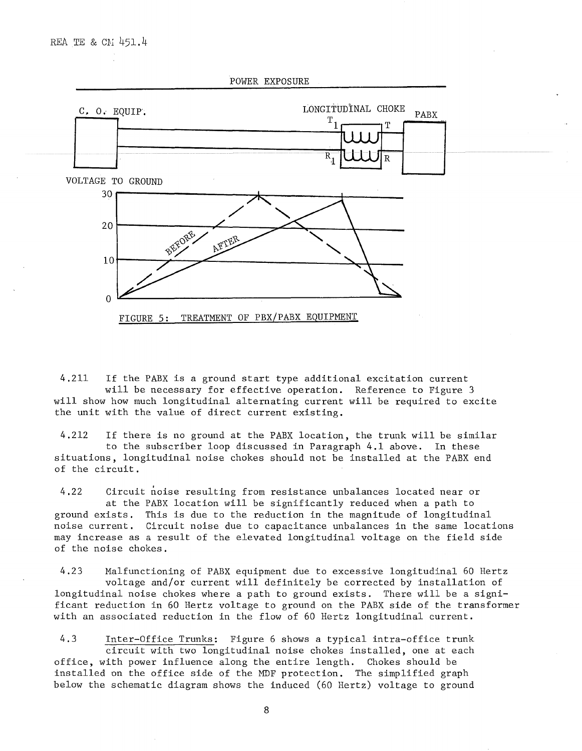POWER EXPOSURE

C. O. EQUIP.

LONGITUDINAL CHOKE

PABX

$T_1$ T

$R_1$ R

VOLTAGE TO GROUND

30

20

10

0

BEFORE

AFTER

FIGURE 5: TREATMENT OF PBX/PABX EQUIPMENT

4.211 If the PABX is a ground start type additional excitation current will be necessary for effective operation. Reference to Figure 3 will show how much longitudinal alternating current will be required to excite the unit with the value of direct current existing.

4.212 If there is no ground at the PABX location, the trunk will be similar to the subscriber loop discussed in Paragraph 4.1 above. In these situations, longitudinal noise chokes should not be installed at the PABX end of the circuit.

4.22 Circuit noise resulting from resistance unbalances located near or at the PABX location will be significantly reduced when a path to ground exists. This is due to the reduction in the magnitude of longitudinal noise current. Circuit noise due to capacitance unbalances in the same locations may increase as a result of the elevated longitudinal voltage on the field side of the noise chokes.

4.23 Malfunctioning of PABX equipment due to excessive longitudinal 60 Hertz voltage and/or current will definitely be corrected by installation of longitudinal noise chokes where a path to ground exists. There will be a significant reduction in 60 Hertz voltage to ground on the PABX side of the transformer with an associated reduction in the flow of 60 Hertz longitudinal current.

4.3 Inter-Office Trunks: Figure 6 shows a typical intra-office trunk circuit with two longitudinal noise chokes installed, one at each office, with power influence along the entire length. Chokes should be installed on the office side of the MDF protection. The simplified graph below the schematic diagram shows the induced (60 Hertz) voltage to ground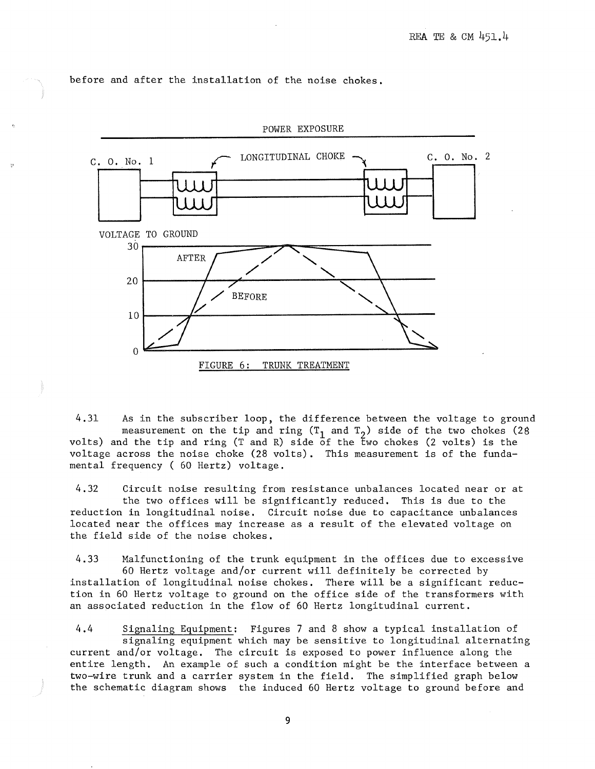before and after the installation of the noise chokes.

POWER EXPOSURE

C. O. No. 1

LONGITUDINAL CHOKE

C. O. No. 2

VOLTAGE TO GROUND

30

20

10

0

AFTER

BEFORE

FIGURE 6: TRUNK TREATMENT

4.31 As in the subscriber loop, the difference between the voltage to ground measurement on the tip and ring ($T_1$ and $T_2$) side of the two chokes (28 volts) and the tip and ring (T and R) side of the two chokes (2 volts) is the voltage across the noise choke (28 volts). This measurement is of the fundamental frequency ( 60 Hertz) voltage.

4.32 Circuit noise resulting from resistance unbalances located near or at the two offices will be significantly reduced. This is due to the reduction in longitudinal noise. Circuit noise due to capacitance unbalances located near the offices may increase as a result of the elevated voltage on the field side of the noise chokes.

4.33 Malfunctioning of the trunk equipment in the offices due to excessive 60 Hertz voltage and/or current will definitely be corrected by installation of longitudinal noise chokes. There will be a significant reduction in 60 Hertz voltage to ground on the office side of the transformers with an associated reduction in the flow of 60 Hertz longitudinal current.

4.4 <u>Signaling Equipment</u>: Figures 7 and 8 show a typical installation of signaling equipment which may be sensitive to longitudinal alternating current and/or voltage. The circuit is exposed to power influence along the entire length. An example of such a condition might be the interface between a two-wire trunk and a carrier system in the field. The simplified graph below the schematic diagram shows the induced 60 Hertz voltage to ground before and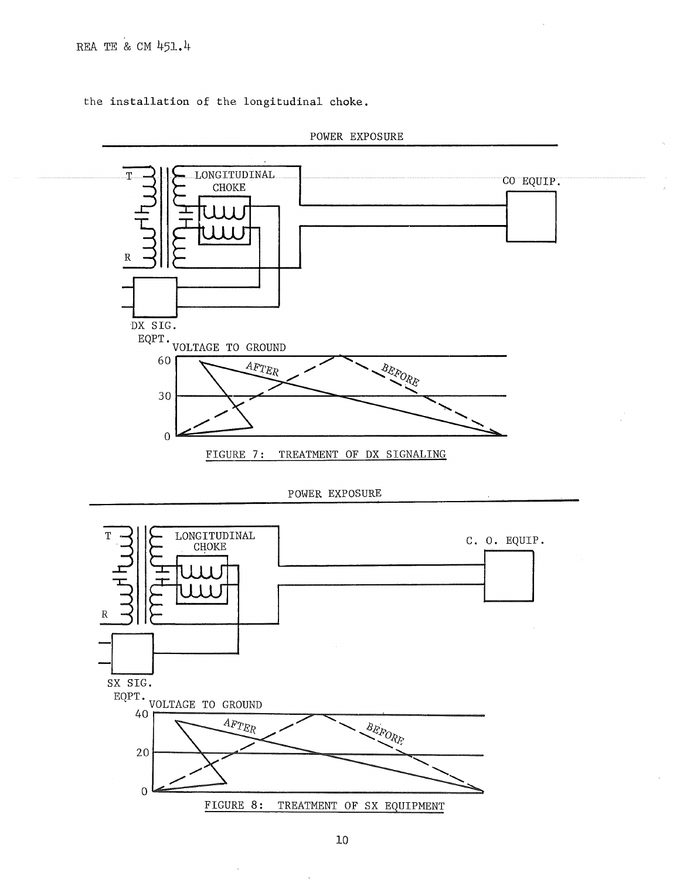the installation of the longitudinal choke.

POWER EXPOSURE

T
R
LONGITUDINAL
CHOKE
CO EQUIP.
DX SIG.
EQPT.
VOLTAGE TO GROUND
60
30
0
AFTER
BEFORE

FIGURE 7: TREATMENT OF DX SIGNALING

POWER EXPOSURE

T
R
LONGITUDINAL
CHOKE
C. O. EQUIP.
SX SIG.
EQPT.
VOLTAGE TO GROUND
40
20
0
AFTER
BEFORE

FIGURE 8: TREATMENT OF SX EQUIPMENT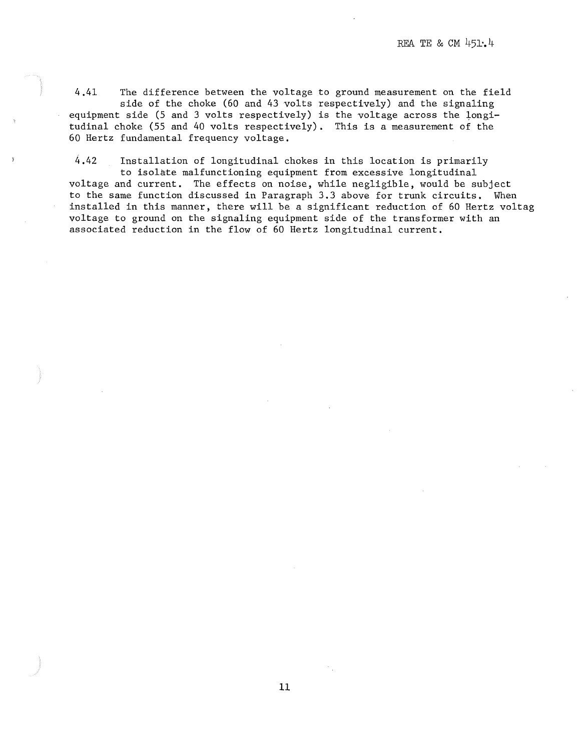4.41 The difference between the voltage to ground measurement on the field side of the choke (60 and 43 volts respectively) and the signaling equipment side (5 and 3 volts respectively) is the voltage across the longitudinal choke (55 and 40 volts respectively). This is a measurement of the 60 Hertz fundamental frequency voltage.

4.42 Installation of longitudinal chokes in this location is primarily to isolate malfunctioning equipment from excessive longitudinal voltage and current. The effects on noise, while negligible, would be subject to the same function discussed in Paragraph 3.3 above for trunk circuits. When installed in this manner, there will be a significant reduction of 60 Hertz voltag voltage to ground on the signaling equipment side of the transformer with an associated reduction in the flow of 60 Hertz longitudinal current.